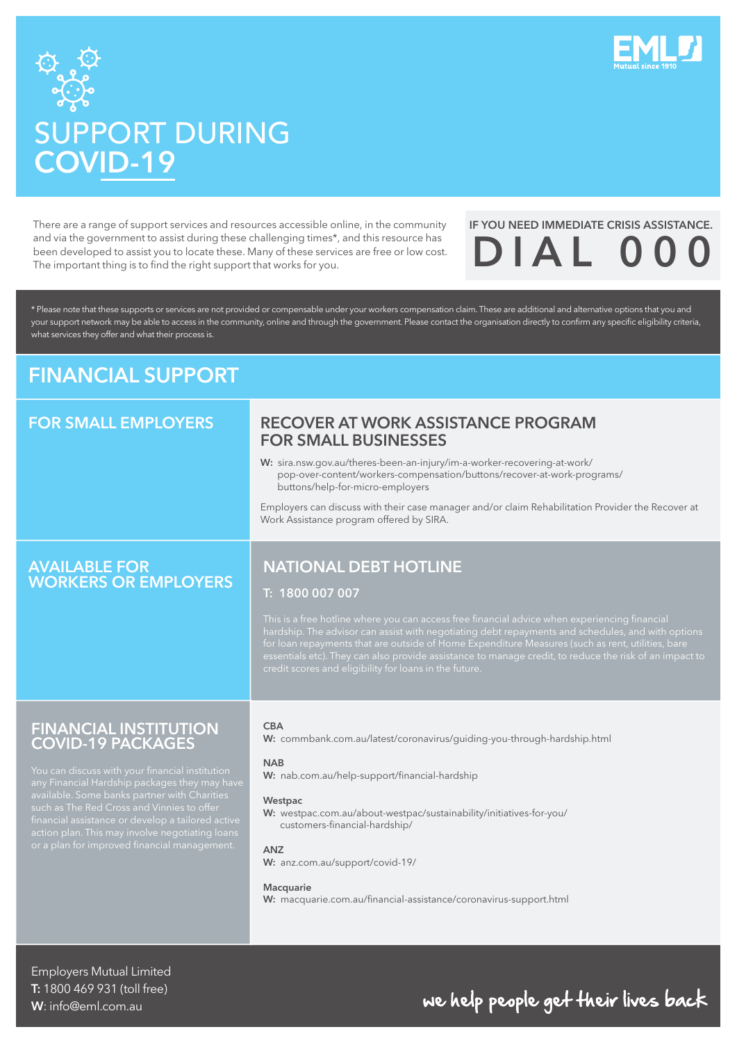# SUPPORT DURING COVID-19

There are a range of support services and resources accessible online, in the community and via the government to assist during these challenging times*, and this resource has been developed to assist you to locate these. Many of these services are free or low cost. The important thing is to find the right support that works for you.

**IF YOU NEED IMMEDIATE CRISIS ASSISTANCE.**

**DIAL 000**

* Please note that these supports or services are not provided or compensable under your workers compensation claim. These are additional and alternative options that you and your support network may be able to access in the community, online and through the government. Please contact the organisation directly to confirm any specific eligibility criteria, what services they offer and what their process is.

## FINANCIAL SUPPORT

### FOR SMALL EMPLOYERS

#### RECOVER AT WORK ASSISTANCE PROGRAM FOR SMALL BUSINESSES

**W:** sira.nsw.gov.au/theres-been-an-injury/im-a-worker-recovering-at-work/pop-over-content/workers-compensation/buttons/recover-at-work-programs/buttons/help-for-micro-employers

Employers can discuss with their case manager and/or claim Rehabilitation Provider the Recover at Work Assistance program offered by SIRA.

### AVAILABLE FOR WORKERS OR EMPLOYERS

#### NATIONAL DEBT HOTLINE

**T: 1800 007 007**

This is a free hotline where you can access free financial advice when experiencing financial hardship. The advisor can assist with negotiating debt repayments and schedules, and with options for loan repayments that are outside of Home Expenditure Measures (such as rent, utilities, bare essentials etc). They can also provide assistance to manage credit, to reduce the risk of an impact to credit scores and eligibility for loans in the future.

### FINANCIAL INSTITUTION COVID-19 PACKAGES

You can discuss with your financial institution any Financial Hardship packages they may have available. Some banks partner with Charities such as The Red Cross and Vinnies to offer financial assistance or develop a tailored active action plan. This may involve negotiating loans or a plan for improved financial management.

**CBA**
**W:** commbank.com.au/latest/coronavirus/guiding-you-through-hardship.html

**NAB**
**W:** nab.com.au/help-support/financial-hardship

**Westpac**
**W:** westpac.com.au/about-westpac/sustainability/initiatives-for-you/customers-financial-hardship/

**ANZ**
**W:** anz.com.au/support/covid-19/

**Macquarie**
**W:** macquarie.com.au/financial-assistance/coronavirus-support.html

Employers Mutual Limited
**T:** 1800 469 931 (toll free)
**W**: info@eml.com.au

we help people get their lives back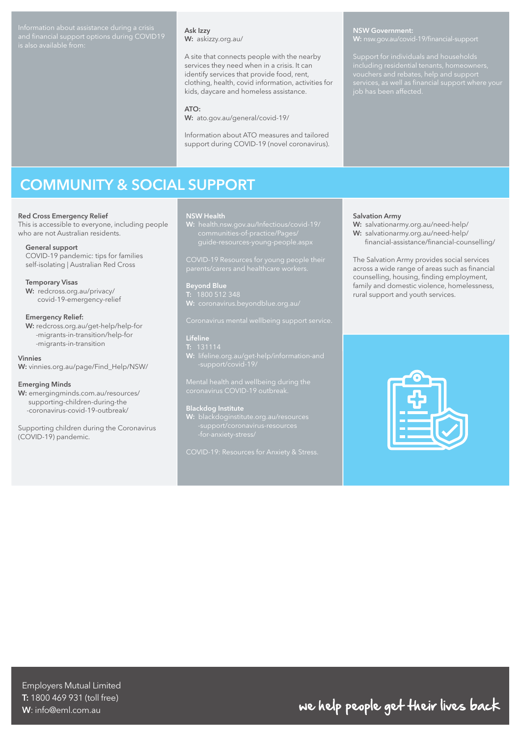Information about assistance during a crisis and financial support options during COVID19 is also available from:

**Ask Izzy**
**W:** askizzy.org.au/

A site that connects people with the nearby services they need when in a crisis. It can identify services that provide food, rent, clothing, health, covid information, activities for kids, daycare and homeless assistance.

**ATO:**
**W:** ato.gov.au/general/covid-19/

Information about ATO measures and tailored support during COVID-19 (novel coronavirus).

**NSW Government:**
**W:** nsw.gov.au/covid-19/financial-support

Support for individuals and households including residential tenants, homeowners, vouchers and rebates, help and support services, as well as financial support where your job has been affected.

## COMMUNITY & SOCIAL SUPPORT

**Red Cross Emergency Relief**
This is accessible to everyone, including people who are not Australian residents.

**General support**
COVID-19 pandemic: tips for families self-isolating | Australian Red Cross

**Temporary Visas**
**W:** redcross.org.au/privacy/covid-19-emergency-relief

**Emergency Relief:**
**W:** redcross.org.au/get-help/help-for-migrants-in-transition/help-for-migrants-in-transition

**Vinnies**
**W:** vinnies.org.au/page/Find_Help/NSW/

**Emerging Minds**
**W:** emergingminds.com.au/resources/supporting-children-during-the-coronavirus-covid-19-outbreak/

Supporting children during the Coronavirus (COVID-19) pandemic.

**NSW Health**
**W:** health.nsw.gov.au/Infectious/covid-19/communities-of-practice/Pages/guide-resources-young-people.aspx

COVID-19 Resources for young people their parents/carers and healthcare workers.

**Beyond Blue**
**T:** 1800 512 348
**W:** coronavirus.beyondblue.org.au/

Coronavirus mental wellbeing support service.

**Lifeline**
**T:** 131114
**W:** lifeline.org.au/get-help/information-and-support/covid-19/

Mental health and wellbeing during the coronavirus COVID-19 outbreak.

**Blackdog Institute**
**W:** blackdoginstitute.org.au/resources-support/coronavirus-resources-for-anxiety-stress/

COVID-19: Resources for Anxiety & Stress.

**Salvation Army**
**W:** salvationarmy.org.au/need-help/
**W:** salvationarmy.org.au/need-help/financial-assistance/financial-counselling/

The Salvation Army provides social services across a wide range of areas such as financial counselling, housing, finding employment, family and domestic violence, homelessness, rural support and youth services.

Employers Mutual Limited
**T:** 1800 469 931 (toll free)
**W**: info@eml.com.au

we help people get their lives back